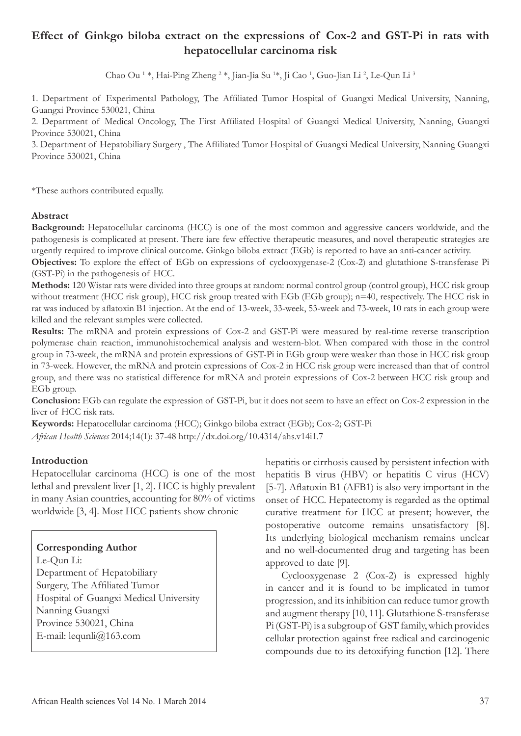# Effect of Ginkgo biloba extract on the expressions of Cox-2 and GST-Pi in rats with hepatocellular carcinoma risk

Chao Ou [1] *, Hai-Ping Zheng [2] *, Jian-Jia Su [1]*, Ji Cao [1], Guo-Jian Li [2], Le-Qun Li [3]

1. Department of Experimental Pathology, The Affiliated Tumor Hospital of Guangxi Medical University, Nanning, Guangxi Province 530021, China
2. Department of Medical Oncology, The First Affiliated Hospital of Guangxi Medical University, Nanning, Guangxi Province 530021, China
3. Department of Hepatobiliary Surgery , The Affiliated Tumor Hospital of Guangxi Medical University, Nanning Guangxi Province 530021, China

*These authors contributed equally.

## Abstract

**Background:** Hepatocellular carcinoma (HCC) is one of the most common and aggressive cancers worldwide, and the pathogenesis is complicated at present. There iare few effective therapeutic measures, and novel therapeutic strategies are urgently required to improve clinical outcome. Ginkgo biloba extract (EGb) is reported to have an anti-cancer activity.

**Objectives:** To explore the effect of EGb on expressions of cyclooxygenase-2 (Cox-2) and glutathione S-transferase Pi (GST-Pi) in the pathogenesis of HCC.

**Methods:** 120 Wistar rats were divided into three groups at random: normal control group (control group), HCC risk group without treatment (HCC risk group), HCC risk group treated with EGb (EGb group); n=40, respectively. The HCC risk in rat was induced by aflatoxin B1 injection. At the end of 13-week, 33-week, 53-week and 73-week, 10 rats in each group were killed and the relevant samples were collected.

**Results:** The mRNA and protein expressions of Cox-2 and GST-Pi were measured by real-time reverse transcription polymerase chain reaction, immunohistochemical analysis and western-blot. When compared with those in the control group in 73-week, the mRNA and protein expressions of GST-Pi in EGb group were weaker than those in HCC risk group in 73-week. However, the mRNA and protein expressions of Cox-2 in HCC risk group were increased than that of control group, and there was no statistical difference for mRNA and protein expressions of Cox-2 between HCC risk group and EGb group.

**Conclusion:** EGb can regulate the expression of GST-Pi, but it does not seem to have an effect on Cox-2 expression in the liver of HCC risk rats.

**Keywords:** Hepatocellular carcinoma (HCC); Ginkgo biloba extract (EGb); Cox-2; GST-Pi

*African Health Sciences* 2014;14(1): 37-48 http://dx.doi.org/10.4314/ahs.v14i1.7

## Introduction

Hepatocellular carcinoma (HCC) is one of the most lethal and prevalent liver [1, 2]. HCC is highly prevalent in many Asian countries, accounting for 80% of victims worldwide [3, 4]. Most HCC patients show chronic hepatitis or cirrhosis caused by persistent infection with hepatitis B virus (HBV) or hepatitis C virus (HCV) [5-7]. Aflatoxin B1 (AFB1) is also very important in the onset of HCC. Hepatectomy is regarded as the optimal curative treatment for HCC at present; however, the postoperative outcome remains unsatisfactory [8]. Its underlying biological mechanism remains unclear and no well-documented drug and targeting has been approved to date [9].

**Corresponding Author**
Le-Qun Li:
Department of Hepatobiliary Surgery, The Affiliated Tumor Hospital of Guangxi Medical University Nanning Guangxi Province 530021, China
E-mail: lequnli@163.com

Cyclooxygenase 2 (Cox-2) is expressed highly in cancer and it is found to be implicated in tumor progression, and its inhibition can reduce tumor growth and augment therapy [10, 11]. Glutathione S-transferase Pi (GST-Pi) is a subgroup of GST family, which provides cellular protection against free radical and carcinogenic compounds due to its detoxifying function [12]. There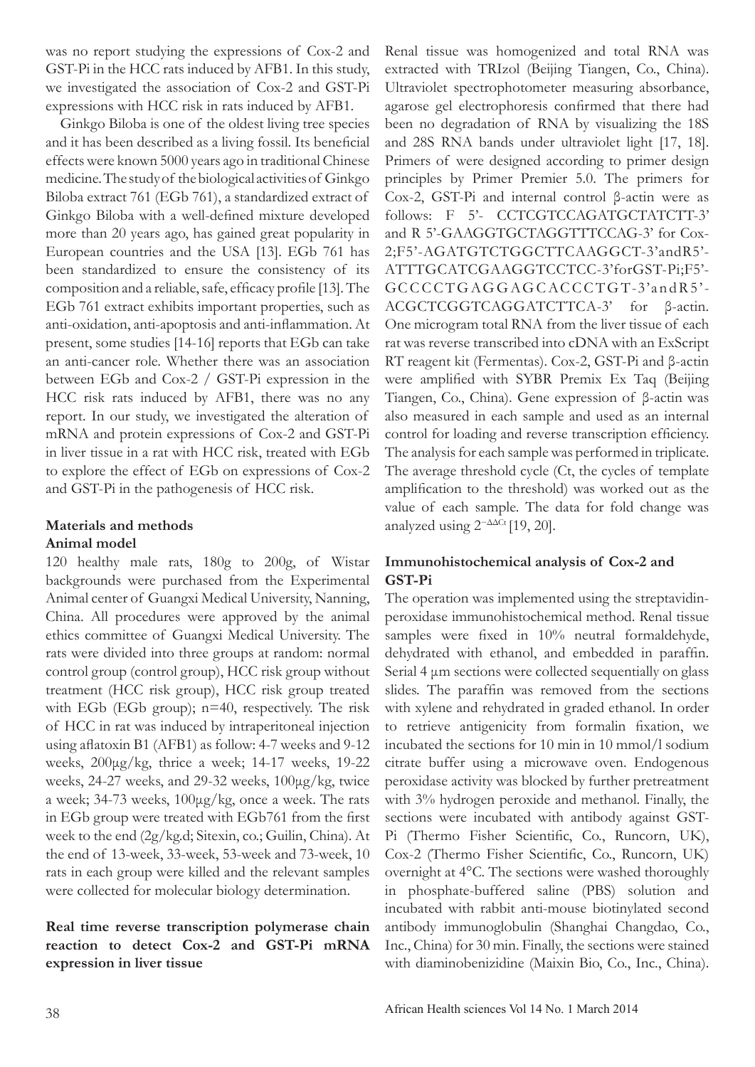was no report studying the expressions of Cox-2 and GST-Pi in the HCC rats induced by AFB1. In this study, we investigated the association of Cox-2 and GST-Pi expressions with HCC risk in rats induced by AFB1.

Ginkgo Biloba is one of the oldest living tree species and it has been described as a living fossil. Its beneficial effects were known 5000 years ago in traditional Chinese medicine. The study of the biological activities of Ginkgo Biloba extract 761 (EGb 761), a standardized extract of Ginkgo Biloba with a well-defined mixture developed more than 20 years ago, has gained great popularity in European countries and the USA [13]. EGb 761 has been standardized to ensure the consistency of its composition and a reliable, safe, efficacy profile [13]. The EGb 761 extract exhibits important properties, such as anti-oxidation, anti-apoptosis and anti-inflammation. At present, some studies [14-16] reports that EGb can take an anti-cancer role. Whether there was an association between EGb and Cox-2 / GST-Pi expression in the HCC risk rats induced by AFB1, there was no any report. In our study, we investigated the alteration of mRNA and protein expressions of Cox-2 and GST-Pi in liver tissue in a rat with HCC risk, treated with EGb to explore the effect of EGb on expressions of Cox-2 and GST-Pi in the pathogenesis of HCC risk.

## Materials and methods

### Animal model

120 healthy male rats, 180g to 200g, of Wistar backgrounds were purchased from the Experimental Animal center of Guangxi Medical University, Nanning, China. All procedures were approved by the animal ethics committee of Guangxi Medical University. The rats were divided into three groups at random: normal control group (control group), HCC risk group without treatment (HCC risk group), HCC risk group treated with EGb (EGb group); n=40, respectively. The risk of HCC in rat was induced by intraperitoneal injection using aflatoxin B1 (AFB1) as follow: 4-7 weeks and 9-12 weeks, 200μg/kg, thrice a week; 14-17 weeks, 19-22 weeks, 24-27 weeks, and 29-32 weeks, 100μg/kg, twice a week; 34-73 weeks, 100μg/kg, once a week. The rats in EGb group were treated with EGb761 from the first week to the end (2g/kg.d; Sitexin, co.; Guilin, China). At the end of 13-week, 33-week, 53-week and 73-week, 10 rats in each group were killed and the relevant samples were collected for molecular biology determination.

### Real time reverse transcription polymerase chain reaction to detect Cox-2 and GST-Pi mRNA expression in liver tissue

Renal tissue was homogenized and total RNA was extracted with TRIzol (Beijing Tiangen, Co., China). Ultraviolet spectrophotometer measuring absorbance, agarose gel electrophoresis confirmed that there had been no degradation of RNA by visualizing the 18S and 28S RNA bands under ultraviolet light [17, 18]. Primers of were designed according to primer design principles by Primer Premier 5.0. The primers for Cox-2, GST-Pi and internal control β-actin were as follows: F 5'- CCTCGTCCAGATGCTATCTT-3' and R 5'-GAAGGTGCTAGGTTTCCAG-3' for Cox-2;F5'-AGATGTCTGGCTTCAAGGCT-3'andR5'-ATTTGCATCGAAGGTCCTCC-3'forGST-Pi;F5'-GCCCCTGAGGAGCACCCTGT-3'andR5'-ACGCTCGGTCAGGATCTTCA-3' for β-actin. One microgram total RNA from the liver tissue of each rat was reverse transcribed into cDNA with an ExScript RT reagent kit (Fermentas). Cox-2, GST-Pi and β-actin were amplified with SYBR Premix Ex Taq (Beijing Tiangen, Co., China). Gene expression of β-actin was also measured in each sample and used as an internal control for loading and reverse transcription efficiency. The analysis for each sample was performed in triplicate. The average threshold cycle (Ct, the cycles of template amplification to the threshold) was worked out as the value of each sample. The data for fold change was analyzed using $2^{-\Delta\Delta Ct}$ [19, 20].

### Immunohistochemical analysis of Cox-2 and GST-Pi

The operation was implemented using the streptavidin-peroxidase immunohistochemical method. Renal tissue samples were fixed in 10% neutral formaldehyde, dehydrated with ethanol, and embedded in paraffin. Serial 4 μm sections were collected sequentially on glass slides. The paraffin was removed from the sections with xylene and rehydrated in graded ethanol. In order to retrieve antigenicity from formalin fixation, we incubated the sections for 10 min in 10 mmol/l sodium citrate buffer using a microwave oven. Endogenous peroxidase activity was blocked by further pretreatment with 3% hydrogen peroxide and methanol. Finally, the sections were incubated with antibody against GST-Pi (Thermo Fisher Scientific, Co., Runcorn, UK), Cox-2 (Thermo Fisher Scientific, Co., Runcorn, UK) overnight at 4°C. The sections were washed thoroughly in phosphate-buffered saline (PBS) solution and incubated with rabbit anti-mouse biotinylated second antibody immunoglobulin (Shanghai Changdao, Co., Inc., China) for 30 min. Finally, the sections were stained with diaminobenizidine (Maixin Bio, Co., Inc., China).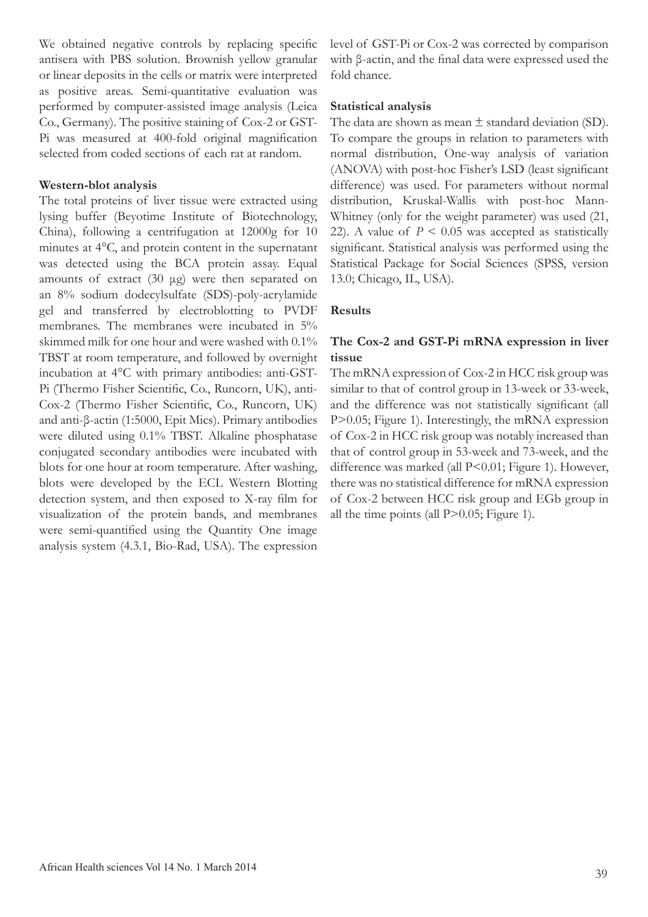We obtained negative controls by replacing specific antisera with PBS solution. Brownish yellow granular or linear deposits in the cells or matrix were interpreted as positive areas. Semi-quantitative evaluation was performed by computer-assisted image analysis (Leica Co., Germany). The positive staining of Cox-2 or GST-Pi was measured at 400-fold original magnification selected from coded sections of each rat at random.

**Western-blot analysis**

The total proteins of liver tissue were extracted using lysing buffer (Beyotime Institute of Biotechnology, China), following a centrifugation at 12000g for 10 minutes at 4°C, and protein content in the supernatant was detected using the BCA protein assay. Equal amounts of extract (30 μg) were then separated on an 8% sodium dodecylsulfate (SDS)-poly-acrylamide gel and transferred by electroblotting to PVDF membranes. The membranes were incubated in 5% skimmed milk for one hour and were washed with 0.1% TBST at room temperature, and followed by overnight incubation at 4°C with primary antibodies: anti-GST-Pi (Thermo Fisher Scientific, Co., Runcorn, UK), anti-Cox-2 (Thermo Fisher Scientific, Co., Runcorn, UK) and anti-β-actin (1:5000, Epit Mics). Primary antibodies were diluted using 0.1% TBST. Alkaline phosphatase conjugated secondary antibodies were incubated with blots for one hour at room temperature. After washing, blots were developed by the ECL Western Blotting detection system, and then exposed to X-ray film for visualization of the protein bands, and membranes were semi-quantified using the Quantity One image analysis system (4.3.1, Bio-Rad, USA). The expression level of GST-Pi or Cox-2 was corrected by comparison with β-actin, and the final data were expressed used the fold chance.

**Statistical analysis**

The data are shown as mean ± standard deviation (SD). To compare the groups in relation to parameters with normal distribution, One-way analysis of variation (ANOVA) with post-hoc Fisher's LSD (least significant difference) was used. For parameters without normal distribution, Kruskal-Wallis with post-hoc Mann-Whitney (only for the weight parameter) was used (21, 22). A value of $P < 0.05$ was accepted as statistically significant. Statistical analysis was performed using the Statistical Package for Social Sciences (SPSS, version 13.0; Chicago, IL, USA).

**Results**

**The Cox-2 and GST-Pi mRNA expression in liver tissue**

The mRNA expression of Cox-2 in HCC risk group was similar to that of control group in 13-week or 33-week, and the difference was not statistically significant (all $P>0.05$; Figure 1). Interestingly, the mRNA expression of Cox-2 in HCC risk group was notably increased than that of control group in 53-week and 73-week, and the difference was marked (all $P<0.01$; Figure 1). However, there was no statistical difference for mRNA expression of Cox-2 between HCC risk group and EGb group in all the time points (all $P>0.05$; Figure 1).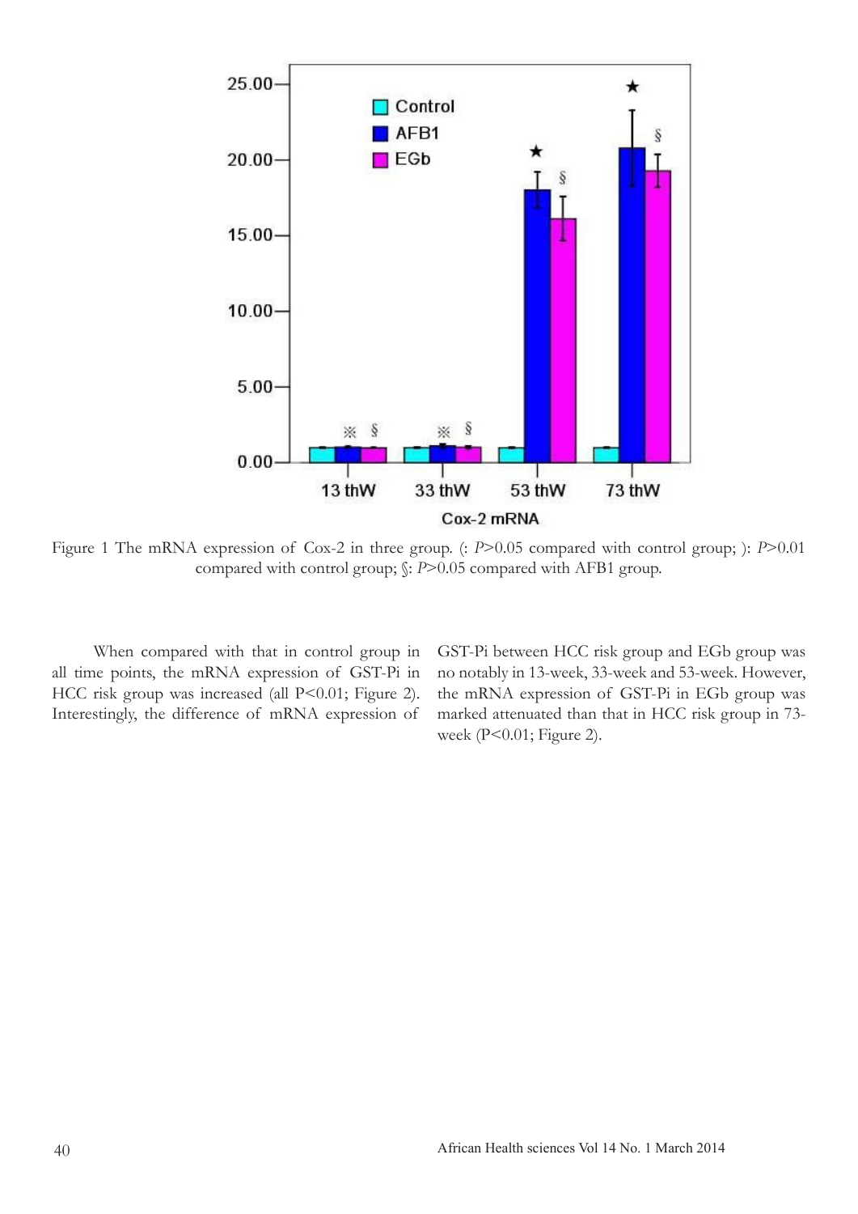Figure 1 The mRNA expression of Cox-2 in three group. (: $P>0.05$ compared with control group; ): $P>0.01$ compared with control group; §: $P>0.05$ compared with AFB1 group.

When compared with that in control group in all time points, the mRNA expression of GST-Pi in HCC risk group was increased (all $P<0.01$; Figure 2). Interestingly, the difference of mRNA expression of GST-Pi between HCC risk group and EGb group was no notably in 13-week, 33-week and 53-week. However, the mRNA expression of GST-Pi in EGb group was marked attenuated than that in HCC risk group in 73-week ($P<0.01$; Figure 2).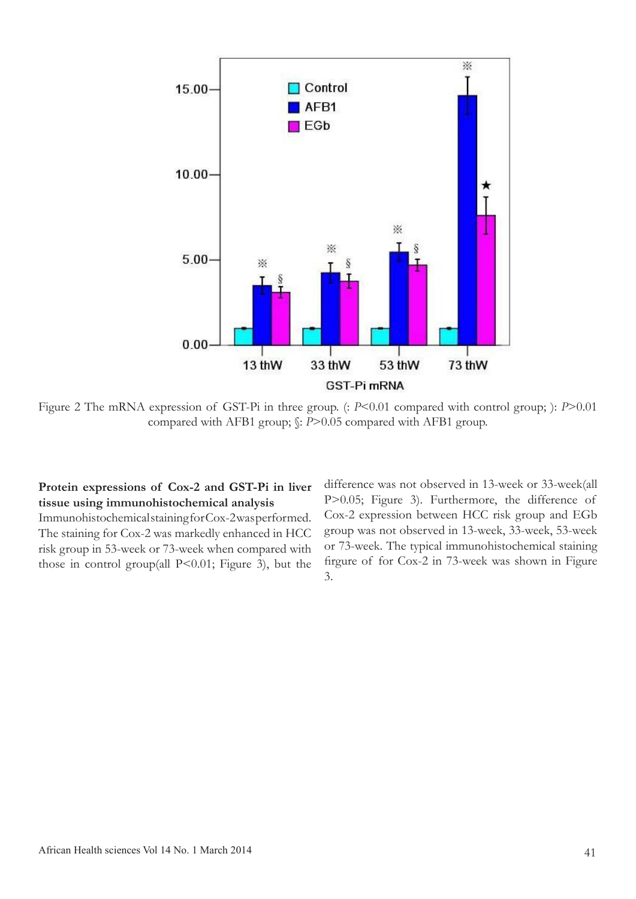Figure 2 The mRNA expression of GST-Pi in three group. (: $P<0.01$ compared with control group; ): $P>0.01$ compared with AFB1 group; §: $P>0.05$ compared with AFB1 group.

**Protein expressions of Cox-2 and GST-Pi in liver tissue using immunohistochemical analysis**

Immunohistochemical staining for Cox-2 was performed. The staining for Cox-2 was markedly enhanced in HCC risk group in 53-week or 73-week when compared with those in control group(all P<0.01; Figure 3), but the difference was not observed in 13-week or 33-week(all P>0.05; Figure 3). Furthermore, the difference of Cox-2 expression between HCC risk group and EGb group was not observed in 13-week, 33-week, 53-week or 73-week. The typical immunohistochemical staining firgure of for Cox-2 in 73-week was shown in Figure 3.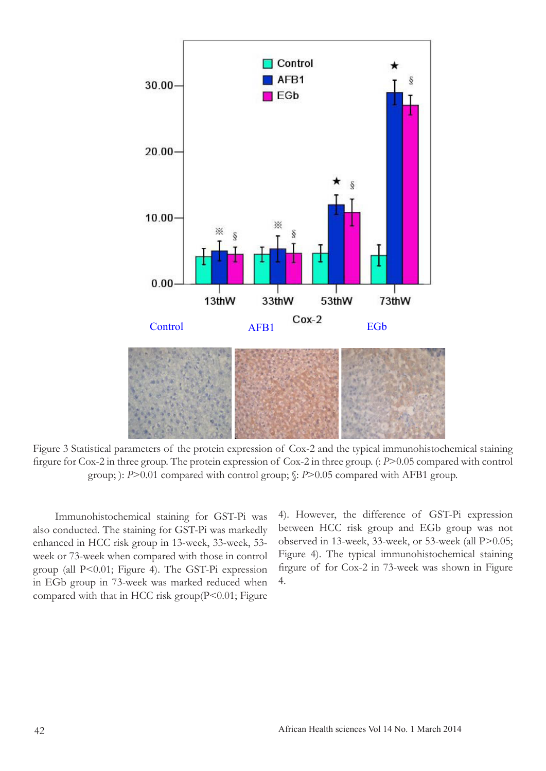Figure 3 Statistical parameters of the protein expression of Cox-2 and the typical immunohistochemical staining firgure for Cox-2 in three group. The protein expression of Cox-2 in three group. (: *P*>0.05 compared with control group; ): *P*>0.01 compared with control group; §: *P*>0.05 compared with AFB1 group.

Immunohistochemical staining for GST-Pi was also conducted. The staining for GST-Pi was markedly enhanced in HCC risk group in 13-week, 33-week, 53-week or 73-week when compared with those in control group (all P<0.01; Figure 4). The GST-Pi expression in EGb group in 73-week was marked reduced when compared with that in HCC risk group(P<0.01; Figure 4). However, the difference of GST-Pi expression between HCC risk group and EGb group was not observed in 13-week, 33-week, or 53-week (all P>0.05; Figure 4). The typical immunohistochemical staining figure of for Cox-2 in 73-week was shown in Figure 4.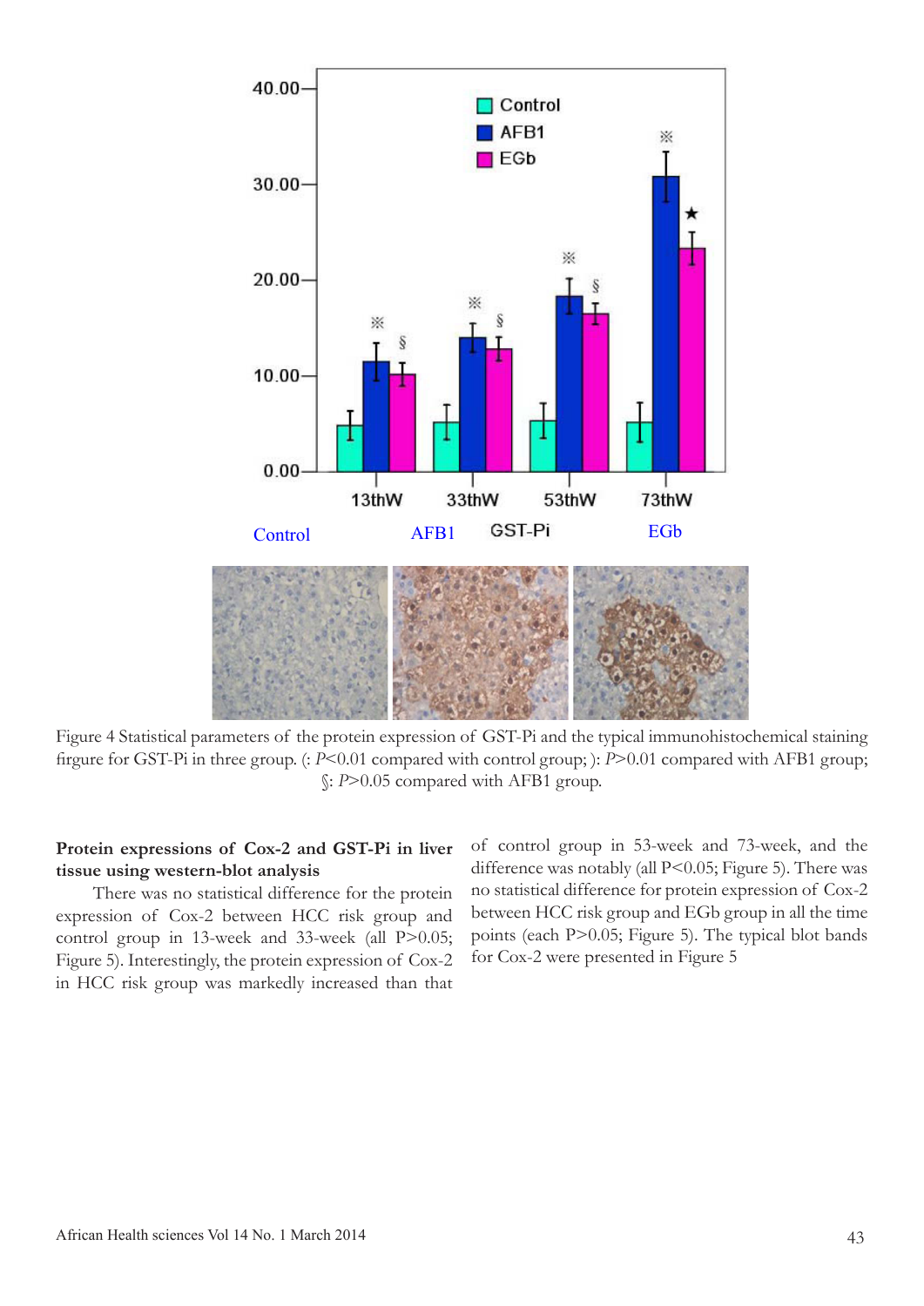Figure 4 Statistical parameters of the protein expression of GST-Pi and the typical immunohistochemical staining firgure for GST-Pi in three group. (: $P<0.01$ compared with control group; ): $P>0.01$ compared with AFB1 group; §: $P>0.05$ compared with AFB1 group.

**Protein expressions of Cox-2 and GST-Pi in liver tissue using western-blot analysis**

There was no statistical difference for the protein expression of Cox-2 between HCC risk group and control group in 13-week and 33-week (all $P>0.05$; Figure 5). Interestingly, the protein expression of Cox-2 in HCC risk group was markedly increased than that of control group in 53-week and 73-week, and the difference was notably (all $P<0.05$; Figure 5). There was no statistical difference for protein expression of Cox-2 between HCC risk group and EGb group in all the time points (each $P>0.05$; Figure 5). The typical blot bands for Cox-2 were presented in Figure 5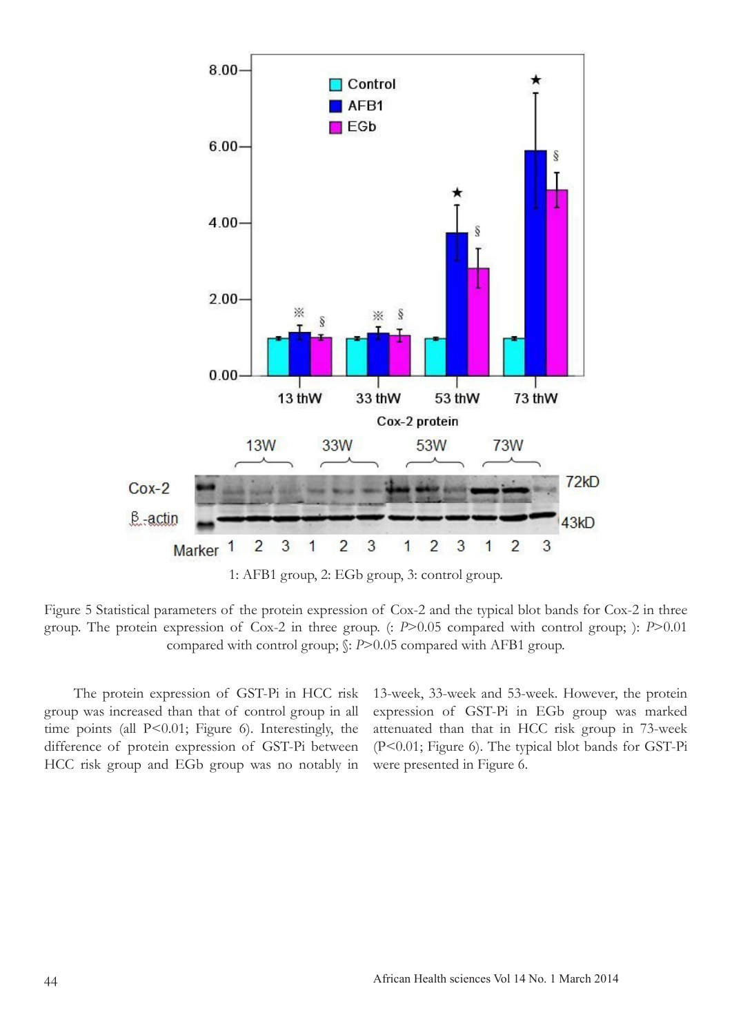1: AFB1 group, 2: EGb group, 3: control group.

Figure 5 Statistical parameters of the protein expression of Cox-2 and the typical blot bands for Cox-2 in three group. The protein expression of Cox-2 in three group. (: $P$>0.05 compared with control group; ): $P$>0.01 compared with control group; §: $P$>0.05 compared with AFB1 group.

The protein expression of GST-Pi in HCC risk group was increased than that of control group in all time points (all P<0.01; Figure 6). Interestingly, the difference of protein expression of GST-Pi between HCC risk group and EGb group was no notably in 13-week, 33-week and 53-week. However, the protein expression of GST-Pi in EGb group was marked attenuated than that in HCC risk group in 73-week (P<0.01; Figure 6). The typical blot bands for GST-Pi were presented in Figure 6.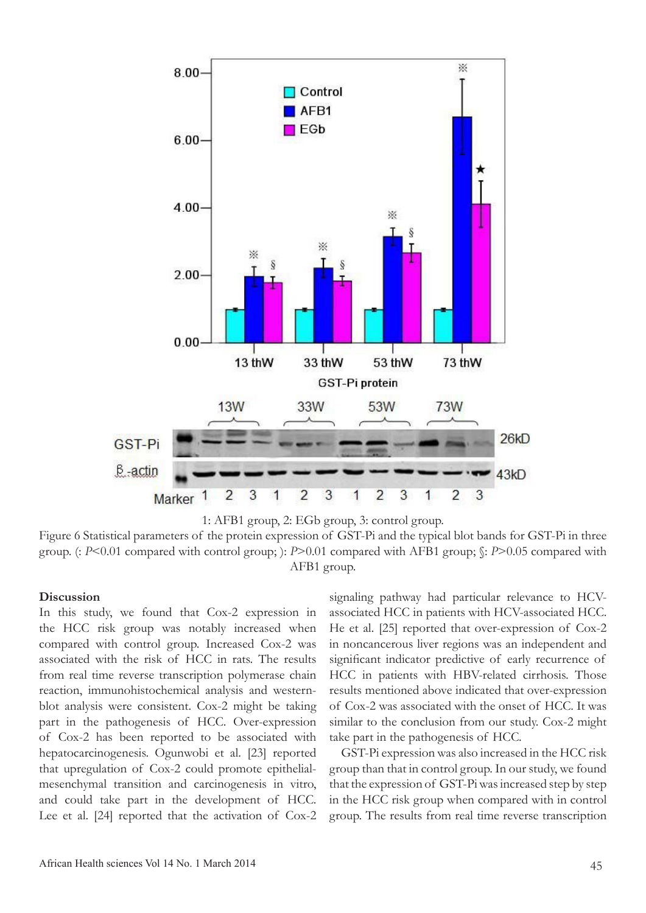1: AFB1 group, 2: EGb group, 3: control group.

Figure 6 Statistical parameters of the protein expression of GST-Pi and the typical blot bands for GST-Pi in three group. (: $P<0.01$ compared with control group; ): $P>0.01$ compared with AFB1 group; §: $P>0.05$ compared with AFB1 group.

### Discussion

In this study, we found that Cox-2 expression in the HCC risk group was notably increased when compared with control group. Increased Cox-2 was associated with the risk of HCC in rats. The results from real time reverse transcription polymerase chain reaction, immunohistochemical analysis and western-blot analysis were consistent. Cox-2 might be taking part in the pathogenesis of HCC. Over-expression of Cox-2 has been reported to be associated with hepatocarcinogenesis. Ogunwobi et al. [23] reported that upregulation of Cox-2 could promote epithelial-mesenchymal transition and carcinogenesis in vitro, and could take part in the development of HCC. Lee et al. [24] reported that the activation of Cox-2 signaling pathway had particular relevance to HCV-associated HCC in patients with HCV-associated HCC. He et al. [25] reported that over-expression of Cox-2 in noncancerous liver regions was an independent and significant indicator predictive of early recurrence of HCC in patients with HBV-related cirrhosis. Those results mentioned above indicated that over-expression of Cox-2 was associated with the onset of HCC. It was similar to the conclusion from our study. Cox-2 might take part in the pathogenesis of HCC.

GST-Pi expression was also increased in the HCC risk group than that in control group. In our study, we found that the expression of GST-Pi was increased step by step in the HCC risk group when compared with in control group. The results from real time reverse transcription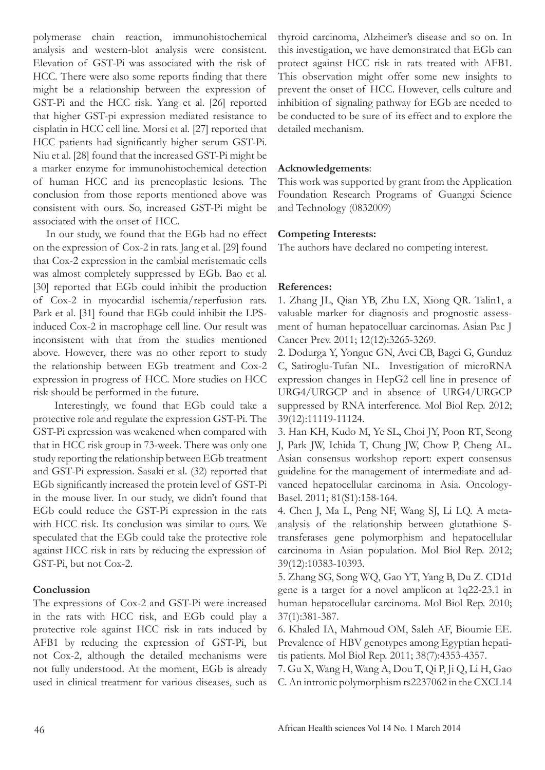polymerase chain reaction, immunohistochemical analysis and western-blot analysis were consistent. Elevation of GST-Pi was associated with the risk of HCC. There were also some reports finding that there might be a relationship between the expression of GST-Pi and the HCC risk. Yang et al. [26] reported that higher GST-pi expression mediated resistance to cisplatin in HCC cell line. Morsi et al. [27] reported that HCC patients had significantly higher serum GST-Pi. Niu et al. [28] found that the increased GST-Pi might be a marker enzyme for immunohistochemical detection of human HCC and its preneoplastic lesions. The conclusion from those reports mentioned above was consistent with ours. So, increased GST-Pi might be associated with the onset of HCC.

In our study, we found that the EGb had no effect on the expression of Cox-2 in rats. Jang et al. [29] found that Cox-2 expression in the cambial meristematic cells was almost completely suppressed by EGb. Bao et al. [30] reported that EGb could inhibit the production of Cox-2 in myocardial ischemia/reperfusion rats. Park et al. [31] found that EGb could inhibit the LPS-induced Cox-2 in macrophage cell line. Our result was inconsistent with that from the studies mentioned above. However, there was no other report to study the relationship between EGb treatment and Cox-2 expression in progress of HCC. More studies on HCC risk should be performed in the future.

Interestingly, we found that EGb could take a protective role and regulate the expression GST-Pi. The GST-Pi expression was weakened when compared with that in HCC risk group in 73-week. There was only one study reporting the relationship between EGb treatment and GST-Pi expression. Sasaki et al. (32) reported that EGb significantly increased the protein level of GST-Pi in the mouse liver. In our study, we didn't found that EGb could reduce the GST-Pi expression in the rats with HCC risk. Its conclusion was similar to ours. We speculated that the EGb could take the protective role against HCC risk in rats by reducing the expression of GST-Pi, but not Cox-2.

## Conclussion

The expressions of Cox-2 and GST-Pi were increased in the rats with HCC risk, and EGb could play a protective role against HCC risk in rats induced by AFB1 by reducing the expression of GST-Pi, but not Cox-2, although the detailed mechanisms were not fully understood. At the moment, EGb is already used in clinical treatment for various diseases, such as thyroid carcinoma, Alzheimer's disease and so on. In this investigation, we have demonstrated that EGb can protect against HCC risk in rats treated with AFB1. This observation might offer some new insights to prevent the onset of HCC. However, cells culture and inhibition of signaling pathway for EGb are needed to be conducted to be sure of its effect and to explore the detailed mechanism.

**Acknowledgements**:

This work was supported by grant from the Application Foundation Research Programs of Guangxi Science and Technology (0832009)

**Competing Interests:**

The authors have declared no competing interest.

## References:

1. Zhang JL, Qian YB, Zhu LX, Xiong QR. Talin1, a valuable marker for diagnosis and prognostic assessment of human hepatocelluar carcinomas. Asian Pac J Cancer Prev. 2011; 12(12):3265-3269.
2. Dodurga Y, Yonguc GN, Avci CB, Bagci G, Gunduz C, Satiroglu-Tufan NL. Investigation of microRNA expression changes in HepG2 cell line in presence of URG4/URGCP and in absence of URG4/URGCP suppressed by RNA interference. Mol Biol Rep. 2012; 39(12):11119-11124.
3. Han KH, Kudo M, Ye SL, Choi JY, Poon RT, Seong J, Park JW, Ichida T, Chung JW, Chow P, Cheng AL. Asian consensus workshop report: expert consensus guideline for the management of intermediate and advanced hepatocellular carcinoma in Asia. Oncology-Basel. 2011; 81(S1):158-164.
4. Chen J, Ma L, Peng NF, Wang SJ, Li LQ. A meta-analysis of the relationship between glutathione S-transferases gene polymorphism and hepatocellular carcinoma in Asian population. Mol Biol Rep. 2012; 39(12):10383-10393.
5. Zhang SG, Song WQ, Gao YT, Yang B, Du Z. CD1d gene is a target for a novel amplicon at 1q22-23.1 in human hepatocellular carcinoma. Mol Biol Rep. 2010; 37(1):381-387.
6. Khaled IA, Mahmoud OM, Saleh AF, Bioumie EE. Prevalence of HBV genotypes among Egyptian hepatitis patients. Mol Biol Rep. 2011; 38(7):4353-4357.
7. Gu X, Wang H, Wang A, Dou T, Qi P, Ji Q, Li H, Gao C. An intronic polymorphism rs2237062 in the CXCL14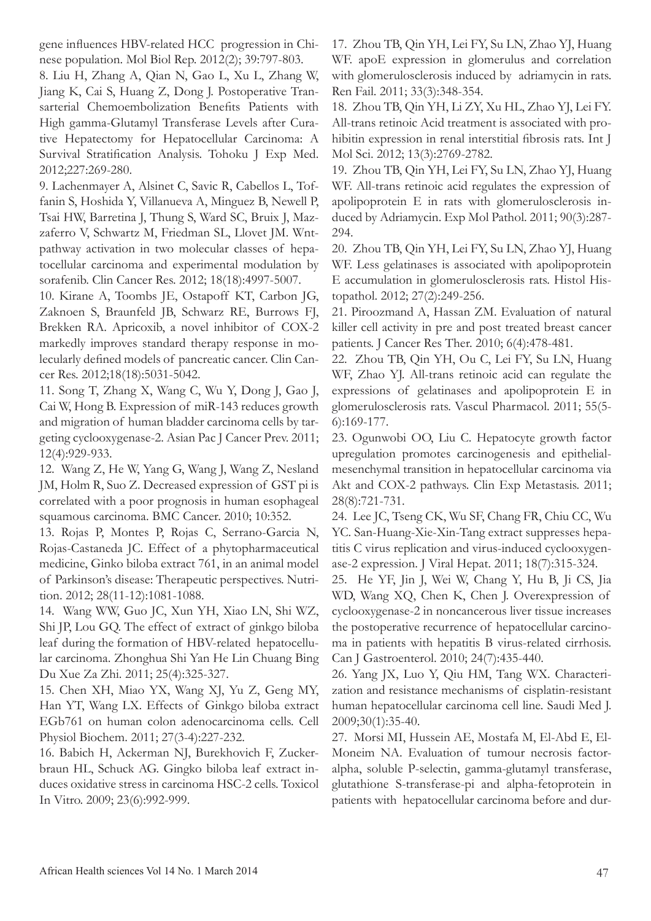gene influences HBV-related HCC progression in Chinese population. Mol Biol Rep. 2012(2); 39:797-803.

8. Liu H, Zhang A, Qian N, Gao L, Xu L, Zhang W, Jiang K, Cai S, Huang Z, Dong J. Postoperative Transarterial Chemoembolization Benefits Patients with High gamma-Glutamyl Transferase Levels after Curative Hepatectomy for Hepatocellular Carcinoma: A Survival Stratification Analysis. Tohoku J Exp Med. 2012;227:269-280.

9. Lachenmayer A, Alsinet C, Savic R, Cabellos L, Toffanin S, Hoshida Y, Villanueva A, Minguez B, Newell P, Tsai HW, Barretina J, Thung S, Ward SC, Bruix J, Mazzaferro V, Schwartz M, Friedman SL, Llovet JM. Wnt-pathway activation in two molecular classes of hepatocellular carcinoma and experimental modulation by sorafenib. Clin Cancer Res. 2012; 18(18):4997-5007.

10. Kirane A, Toombs JE, Ostapoff KT, Carbon JG, Zaknoen S, Braunfeld JB, Schwarz RE, Burrows FJ, Brekken RA. Apricoxib, a novel inhibitor of COX-2 markedly improves standard therapy response in molecularly defined models of pancreatic cancer. Clin Cancer Res. 2012;18(18):5031-5042.

11. Song T, Zhang X, Wang C, Wu Y, Dong J, Gao J, Cai W, Hong B. Expression of miR-143 reduces growth and migration of human bladder carcinoma cells by targeting cyclooxygenase-2. Asian Pac J Cancer Prev. 2011; 12(4):929-933.

12. Wang Z, He W, Yang G, Wang J, Wang Z, Nesland JM, Holm R, Suo Z. Decreased expression of GST pi is correlated with a poor prognosis in human esophageal squamous carcinoma. BMC Cancer. 2010; 10:352.

13. Rojas P, Montes P, Rojas C, Serrano-Garcia N, Rojas-Castaneda JC. Effect of a phytopharmaceutical medicine, Ginko biloba extract 761, in an animal model of Parkinson's disease: Therapeutic perspectives. Nutrition. 2012; 28(11-12):1081-1088.

14. Wang WW, Guo JC, Xun YH, Xiao LN, Shi WZ, Shi JP, Lou GQ. The effect of extract of ginkgo biloba leaf during the formation of HBV-related hepatocellular carcinoma. Zhonghua Shi Yan He Lin Chuang Bing Du Xue Za Zhi. 2011; 25(4):325-327.

15. Chen XH, Miao YX, Wang XJ, Yu Z, Geng MY, Han YT, Wang LX. Effects of Ginkgo biloba extract EGb761 on human colon adenocarcinoma cells. Cell Physiol Biochem. 2011; 27(3-4):227-232.

16. Babich H, Ackerman NJ, Burekhovich F, Zuckerbraun HL, Schuck AG. Gingko biloba leaf extract induces oxidative stress in carcinoma HSC-2 cells. Toxicol In Vitro. 2009; 23(6):992-999.

17. Zhou TB, Qin YH, Lei FY, Su LN, Zhao YJ, Huang WF. apoE expression in glomerulus and correlation with glomerulosclerosis induced by adriamycin in rats. Ren Fail. 2011; 33(3):348-354.

18. Zhou TB, Qin YH, Li ZY, Xu HL, Zhao YJ, Lei FY. All-trans retinoic Acid treatment is associated with prohibitin expression in renal interstitial fibrosis rats. Int J Mol Sci. 2012; 13(3):2769-2782.

19. Zhou TB, Qin YH, Lei FY, Su LN, Zhao YJ, Huang WF. All-trans retinoic acid regulates the expression of apolipoprotein E in rats with glomerulosclerosis induced by Adriamycin. Exp Mol Pathol. 2011; 90(3):287-294.

20. Zhou TB, Qin YH, Lei FY, Su LN, Zhao YJ, Huang WF. Less gelatinases is associated with apolipoprotein E accumulation in glomerulosclerosis rats. Histol Histopathol. 2012; 27(2):249-256.

21. Piroozmand A, Hassan ZM. Evaluation of natural killer cell activity in pre and post treated breast cancer patients. J Cancer Res Ther. 2010; 6(4):478-481.

22. Zhou TB, Qin YH, Ou C, Lei FY, Su LN, Huang WF, Zhao YJ. All-trans retinoic acid can regulate the expressions of gelatinases and apolipoprotein E in glomerulosclerosis rats. Vascul Pharmacol. 2011; 55(5-6):169-177.

23. Ogunwobi OO, Liu C. Hepatocyte growth factor upregulation promotes carcinogenesis and epithelial-mesenchymal transition in hepatocellular carcinoma via Akt and COX-2 pathways. Clin Exp Metastasis. 2011; 28(8):721-731.

24. Lee JC, Tseng CK, Wu SF, Chang FR, Chiu CC, Wu YC. San-Huang-Xie-Xin-Tang extract suppresses hepatitis C virus replication and virus-induced cyclooxygenase-2 expression. J Viral Hepat. 2011; 18(7):315-324.

25. He YF, Jin J, Wei W, Chang Y, Hu B, Ji CS, Jia WD, Wang XQ, Chen K, Chen J. Overexpression of cyclooxygenase-2 in noncancerous liver tissue increases the postoperative recurrence of hepatocellular carcinoma in patients with hepatitis B virus-related cirrhosis. Can J Gastroenterol. 2010; 24(7):435-440.

26. Yang JX, Luo Y, Qiu HM, Tang WX. Characterization and resistance mechanisms of cisplatin-resistant human hepatocellular carcinoma cell line. Saudi Med J. 2009;30(1):35-40.

27. Morsi MI, Hussein AE, Mostafa M, El-Abd E, El-Moneim NA. Evaluation of tumour necrosis factor-alpha, soluble P-selectin, gamma-glutamyl transferase, glutathione S-transferase-pi and alpha-fetoprotein in patients with hepatocellular carcinoma before and dur-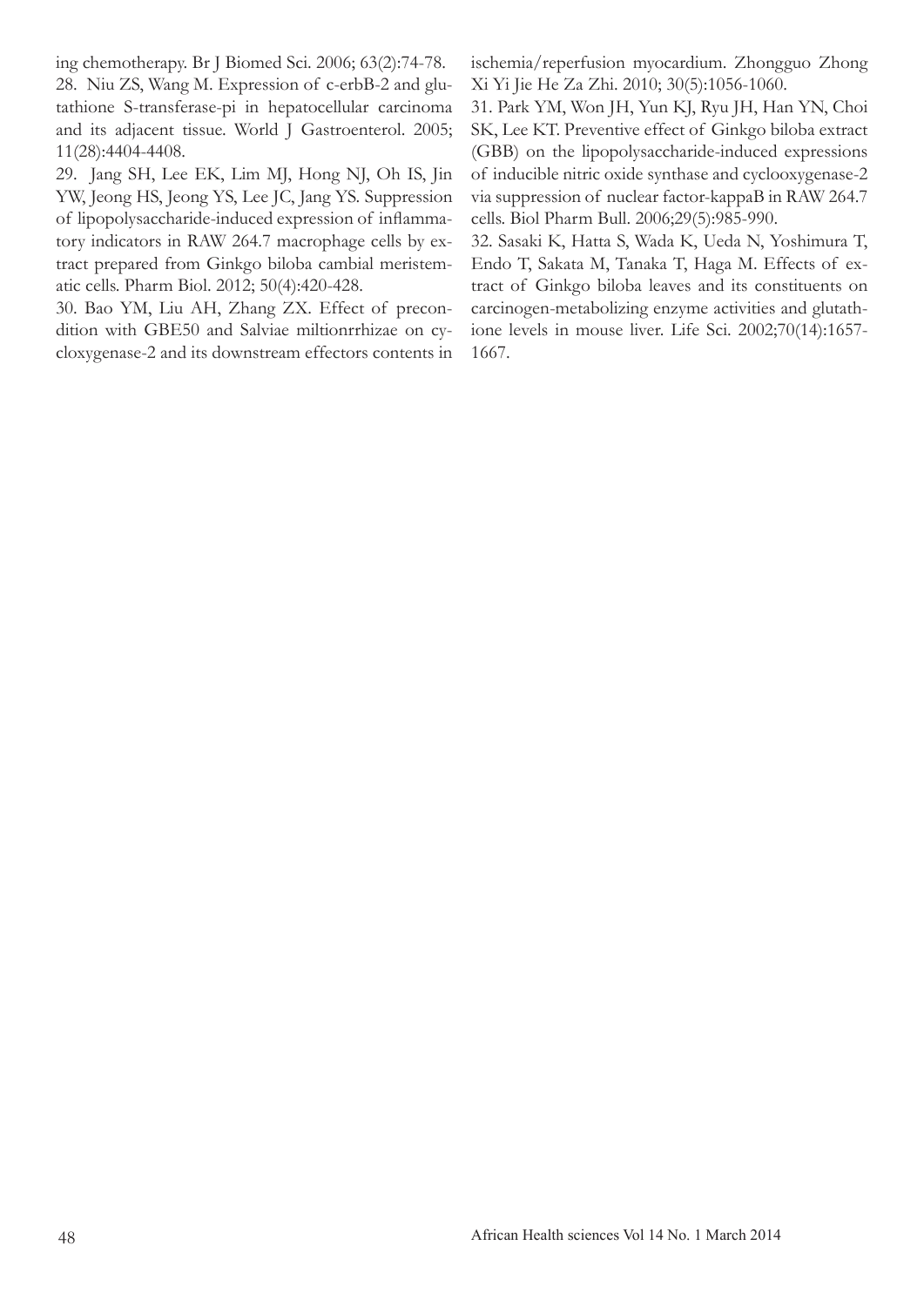ing chemotherapy. Br J Biomed Sci. 2006; 63(2):74-78.

28. Niu ZS, Wang M. Expression of c-erbB-2 and glutathione S-transferase-pi in hepatocellular carcinoma and its adjacent tissue. World J Gastroenterol. 2005; 11(28):4404-4408.

29. Jang SH, Lee EK, Lim MJ, Hong NJ, Oh IS, Jin YW, Jeong HS, Jeong YS, Lee JC, Jang YS. Suppression of lipopolysaccharide-induced expression of inflammatory indicators in RAW 264.7 macrophage cells by extract prepared from Ginkgo biloba cambial meristematic cells. Pharm Biol. 2012; 50(4):420-428.

30. Bao YM, Liu AH, Zhang ZX. Effect of precondition with GBE50 and Salviae miltionrrhizae on cycloxygenase-2 and its downstream effectors contents in ischemia/reperfusion myocardium. Zhongguo Zhong Xi Yi Jie He Za Zhi. 2010; 30(5):1056-1060.

31. Park YM, Won JH, Yun KJ, Ryu JH, Han YN, Choi SK, Lee KT. Preventive effect of Ginkgo biloba extract (GBB) on the lipopolysaccharide-induced expressions of inducible nitric oxide synthase and cyclooxygenase-2 via suppression of nuclear factor-kappaB in RAW 264.7 cells. Biol Pharm Bull. 2006;29(5):985-990.

32. Sasaki K, Hatta S, Wada K, Ueda N, Yoshimura T, Endo T, Sakata M, Tanaka T, Haga M. Effects of extract of Ginkgo biloba leaves and its constituents on carcinogen-metabolizing enzyme activities and glutathione levels in mouse liver. Life Sci. 2002;70(14):1657-1667.